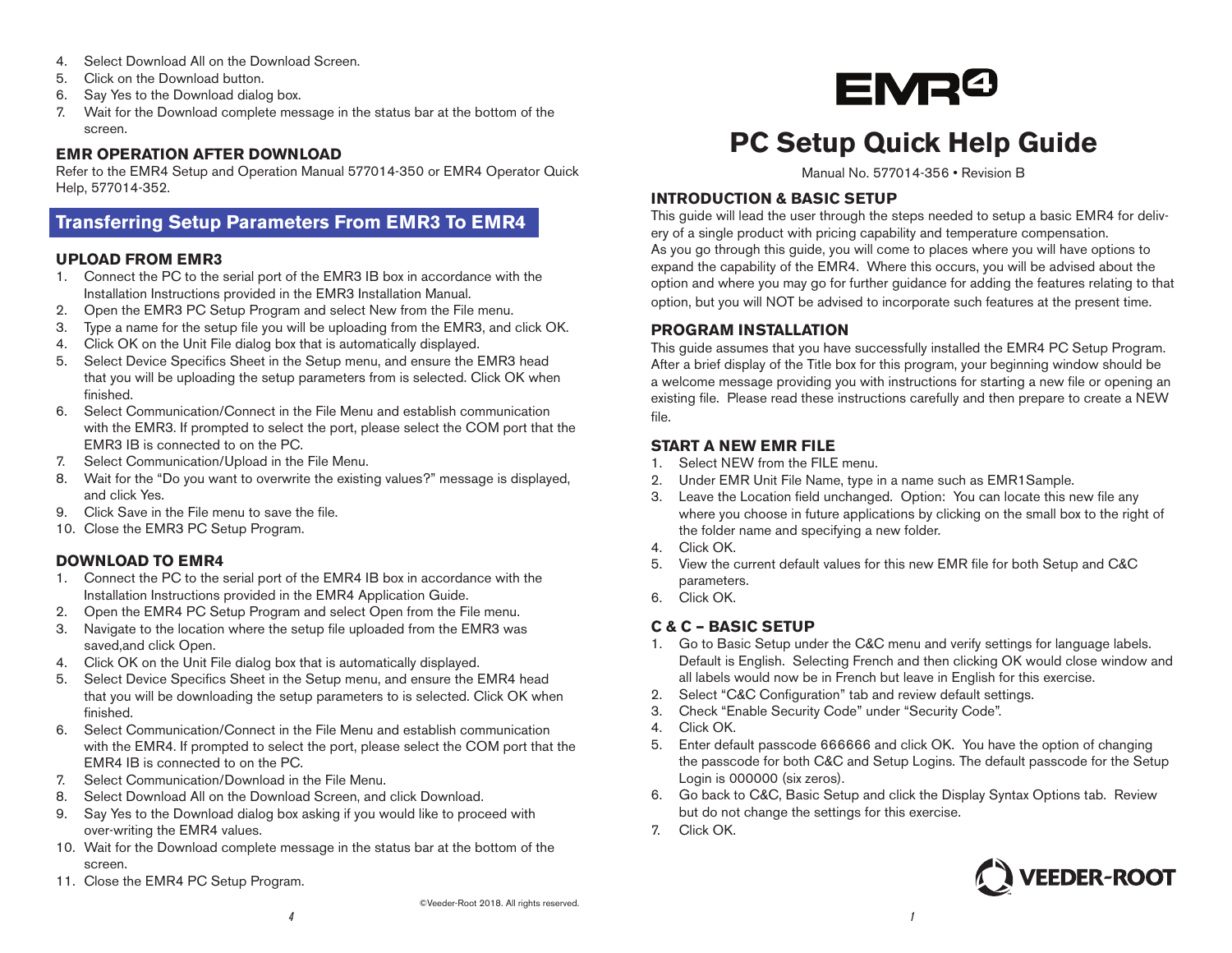# EMR4

# PC Setup Quick Help Guide

Manual No. 577014-356 • Revision B

## INTRODUCTION & BASIC SETUP

This guide will lead the user through the steps needed to setup a basic EMR4 for delivery of a single product with pricing capability and temperature compensation.

As you go through this guide, you will come to places where you will have options to expand the capability of the EMR4. Where this occurs, you will be advised about the option and where you may go for further guidance for adding the features relating to that option, but you will NOT be advised to incorporate such features at the present time.

## PROGRAM INSTALLATION

This guide assumes that you have successfully installed the EMR4 PC Setup Program. After a brief display of the Title box for this program, your beginning window should be a welcome message providing you with instructions for starting a new file or opening an existing file. Please read these instructions carefully and then prepare to create a NEW file.

## START A NEW EMR FILE

1. Select NEW from the FILE menu.
2. Under EMR Unit File Name, type in a name such as EMR1Sample.
3. Leave the Location field unchanged. Option: You can locate this new file any where you choose in future applications by clicking on the small box to the right of the folder name and specifying a new folder.
4. Click OK.
5. View the current default values for this new EMR file for both Setup and C&C parameters.
6. Click OK.

## C & C – BASIC SETUP

1. Go to Basic Setup under the C&C menu and verify settings for language labels. Default is English. Selecting French and then clicking OK would close window and all labels would now be in French but leave in English for this exercise.
2. Select "C&C Configuration" tab and review default settings.
3. Check "Enable Security Code" under "Security Code".
4. Click OK.
5. Enter default passcode 666666 and click OK. You have the option of changing the passcode for both C&C and Setup Logins. The default passcode for the Setup Login is 000000 (six zeros).
6. Go back to C&C, Basic Setup and click the Display Syntax Options tab. Review but do not change the settings for this exercise.
7. Click OK.

4. Select Download All on the Download Screen.
5. Click on the Download button.
6. Say Yes to the Download dialog box.
7. Wait for the Download complete message in the status bar at the bottom of the screen.

## EMR OPERATION AFTER DOWNLOAD

Refer to the EMR4 Setup and Operation Manual 577014-350 or EMR4 Operator Quick Help, 577014-352.

## Transferring Setup Parameters From EMR3 To EMR4

### UPLOAD FROM EMR3

1. Connect the PC to the serial port of the EMR3 IB box in accordance with the Installation Instructions provided in the EMR3 Installation Manual.
2. Open the EMR3 PC Setup Program and select New from the File menu.
3. Type a name for the setup file you will be uploading from the EMR3, and click OK.
4. Click OK on the Unit File dialog box that is automatically displayed.
5. Select Device Specifics Sheet in the Setup menu, and ensure the EMR3 head that you will be uploading the setup parameters from is selected. Click OK when finished.
6. Select Communication/Connect in the File Menu and establish communication with the EMR3. If prompted to select the port, please select the COM port that the EMR3 IB is connected to on the PC.
7. Select Communication/Upload in the File Menu.
8. Wait for the "Do you want to overwrite the existing values?" message is displayed, and click Yes.
9. Click Save in the File menu to save the file.
10. Close the EMR3 PC Setup Program.

### DOWNLOAD TO EMR4

1. Connect the PC to the serial port of the EMR4 IB box in accordance with the Installation Instructions provided in the EMR4 Application Guide.
2. Open the EMR4 PC Setup Program and select Open from the File menu.
3. Navigate to the location where the setup file uploaded from the EMR3 was saved,and click Open.
4. Click OK on the Unit File dialog box that is automatically displayed.
5. Select Device Specifics Sheet in the Setup menu, and ensure the EMR4 head that you will be downloading the setup parameters to is selected. Click OK when finished.
6. Select Communication/Connect in the File Menu and establish communication with the EMR4. If prompted to select the port, please select the COM port that the EMR4 IB is connected to on the PC.
7. Select Communication/Download in the File Menu.
8. Select Download All on the Download Screen, and click Download.
9. Say Yes to the Download dialog box asking if you would like to proceed with over-writing the EMR4 values.
10. Wait for the Download complete message in the status bar at the bottom of the screen.
11. Close the EMR4 PC Setup Program.

©Veeder-Root 2018. All rights reserved.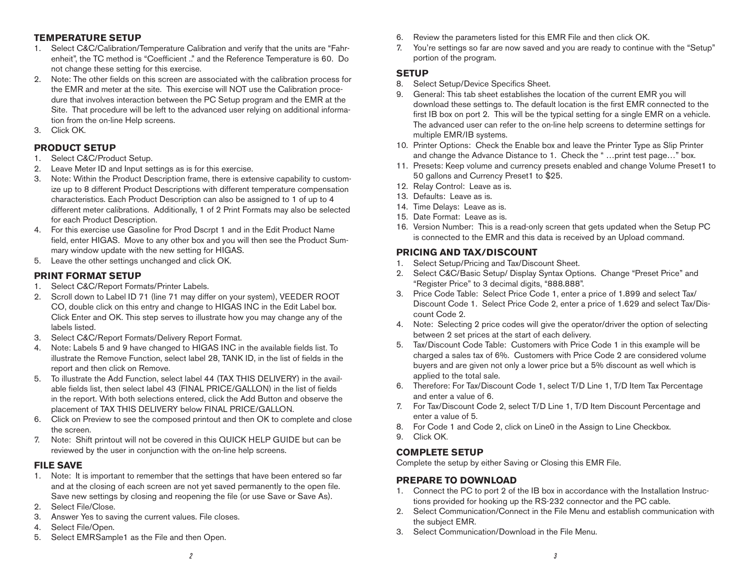## TEMPERATURE SETUP

1. Select C&C/Calibration/Temperature Calibration and verify that the units are "Fahrenheit", the TC method is "Coefficient .." and the Reference Temperature is 60. Do not change these setting for this exercise.
2. Note: The other fields on this screen are associated with the calibration process for the EMR and meter at the site. This exercise will NOT use the Calibration procedure that involves interaction between the PC Setup program and the EMR at the Site. That procedure will be left to the advanced user relying on additional information from the on-line Help screens.
3. Click OK.

## PRODUCT SETUP

1. Select C&C/Product Setup.
2. Leave Meter ID and Input settings as is for this exercise.
3. Note: Within the Product Description frame, there is extensive capability to customize up to 8 different Product Descriptions with different temperature compensation characteristics. Each Product Description can also be assigned to 1 of up to 4 different meter calibrations. Additionally, 1 of 2 Print Formats may also be selected for each Product Description.
4. For this exercise use Gasoline for Prod Dscrpt 1 and in the Edit Product Name field, enter HIGAS. Move to any other box and you will then see the Product Summary window update with the new setting for HIGAS.
5. Leave the other settings unchanged and click OK.

## PRINT FORMAT SETUP

1. Select C&C/Report Formats/Printer Labels.
2. Scroll down to Label ID 71 (line 71 may differ on your system), VEEDER ROOT CO, double click on this entry and change to HIGAS INC in the Edit Label box. Click Enter and OK. This step serves to illustrate how you may change any of the labels listed.
3. Select C&C/Report Formats/Delivery Report Format.
4. Note: Labels 5 and 9 have changed to HIGAS INC in the available fields list. To illustrate the Remove Function, select label 28, TANK ID, in the list of fields in the report and then click on Remove.
5. To illustrate the Add Function, select label 44 (TAX THIS DELIVERY) in the available fields list, then select label 43 (FINAL PRICE/GALLON) in the list of fields in the report. With both selections entered, click the Add Button and observe the placement of TAX THIS DELIVERY below FINAL PRICE/GALLON.
6. Click on Preview to see the composed printout and then OK to complete and close the screen.
7. Note: Shift printout will not be covered in this QUICK HELP GUIDE but can be reviewed by the user in conjunction with the on-line help screens.

## FILE SAVE

1. Note: It is important to remember that the settings that have been entered so far and at the closing of each screen are not yet saved permanently to the open file. Save new settings by closing and reopening the file (or use Save or Save As).
2. Select File/Close.
3. Answer Yes to saving the current values. File closes.
4. Select File/Open.
5. Select EMRSample1 as the File and then Open.
6. Review the parameters listed for this EMR File and then click OK.
7. You're settings so far are now saved and you are ready to continue with the "Setup" portion of the program.

## SETUP

8. Select Setup/Device Specifics Sheet.
9. General: This tab sheet establishes the location of the current EMR you will download these settings to. The default location is the first EMR connected to the first IB box on port 2. This will be the typical setting for a single EMR on a vehicle. The advanced user can refer to the on-line help screens to determine settings for multiple EMR/IB systems.
10. Printer Options: Check the Enable box and leave the Printer Type as Slip Printer and change the Advance Distance to 1. Check the " …print test page…" box.
11. Presets: Keep volume and currency presets enabled and change Volume Preset1 to 50 gallons and Currency Preset1 to $25.
12. Relay Control: Leave as is.
13. Defaults: Leave as is.
14. Time Delays: Leave as is.
15. Date Format: Leave as is.
16. Version Number: This is a read-only screen that gets updated when the Setup PC is connected to the EMR and this data is received by an Upload command.

## PRICING AND TAX/DISCOUNT

1. Select Setup/Pricing and Tax/Discount Sheet.
2. Select C&C/Basic Setup/ Display Syntax Options. Change "Preset Price" and "Register Price" to 3 decimal digits, "888.888".
3. Price Code Table: Select Price Code 1, enter a price of 1.899 and select Tax/Discount Code 1. Select Price Code 2, enter a price of 1.629 and select Tax/Discount Code 2.
4. Note: Selecting 2 price codes will give the operator/driver the option of selecting between 2 set prices at the start of each delivery.
5. Tax/Discount Code Table: Customers with Price Code 1 in this example will be charged a sales tax of 6%. Customers with Price Code 2 are considered volume buyers and are given not only a lower price but a 5% discount as well which is applied to the total sale.
6. Therefore: For Tax/Discount Code 1, select T/D Line 1, T/D Item Tax Percentage and enter a value of 6.
7. For Tax/Discount Code 2, select T/D Line 1, T/D Item Discount Percentage and enter a value of 5.
8. For Code 1 and Code 2, click on Line0 in the Assign to Line Checkbox.
9. Click OK.

## COMPLETE SETUP

Complete the setup by either Saving or Closing this EMR File.

## PREPARE TO DOWNLOAD

1. Connect the PC to port 2 of the IB box in accordance with the Installation Instructions provided for hooking up the RS-232 connector and the PC cable.
2. Select Communication/Connect in the File Menu and establish communication with the subject EMR.
3. Select Communication/Download in the File Menu.